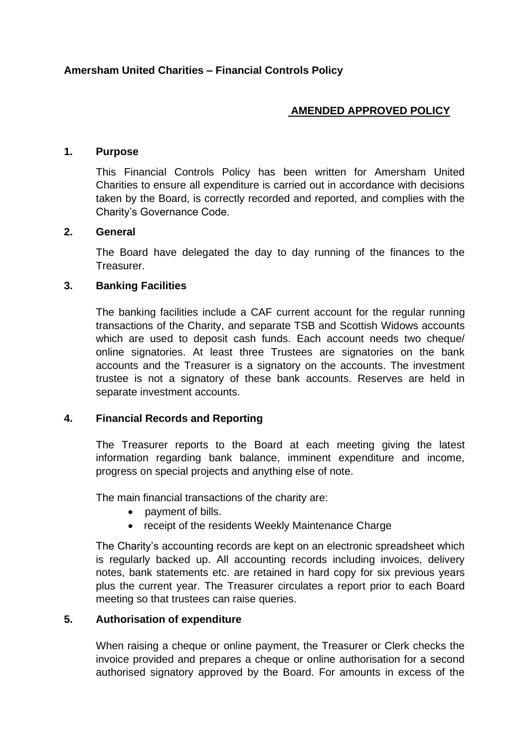**Amersham United Charities – Financial Controls Policy**

**AMENDED APPROVED POLICY**

## 1. Purpose

This Financial Controls Policy has been written for Amersham United Charities to ensure all expenditure is carried out in accordance with decisions taken by the Board, is correctly recorded and reported, and complies with the Charity's Governance Code.

## 2. General

The Board have delegated the day to day running of the finances to the Treasurer.

## 3. Banking Facilities

The banking facilities include a CAF current account for the regular running transactions of the Charity, and separate TSB and Scottish Widows accounts which are used to deposit cash funds. Each account needs two cheque/ online signatories. At least three Trustees are signatories on the bank accounts and the Treasurer is a signatory on the accounts. The investment trustee is not a signatory of these bank accounts. Reserves are held in separate investment accounts.

## 4. Financial Records and Reporting

The Treasurer reports to the Board at each meeting giving the latest information regarding bank balance, imminent expenditure and income, progress on special projects and anything else of note.

The main financial transactions of the charity are:

- payment of bills.
- receipt of the residents Weekly Maintenance Charge

The Charity's accounting records are kept on an electronic spreadsheet which is regularly backed up. All accounting records including invoices, delivery notes, bank statements etc. are retained in hard copy for six previous years plus the current year. The Treasurer circulates a report prior to each Board meeting so that trustees can raise queries.

## 5. Authorisation of expenditure

When raising a cheque or online payment, the Treasurer or Clerk checks the invoice provided and prepares a cheque or online authorisation for a second authorised signatory approved by the Board. For amounts in excess of the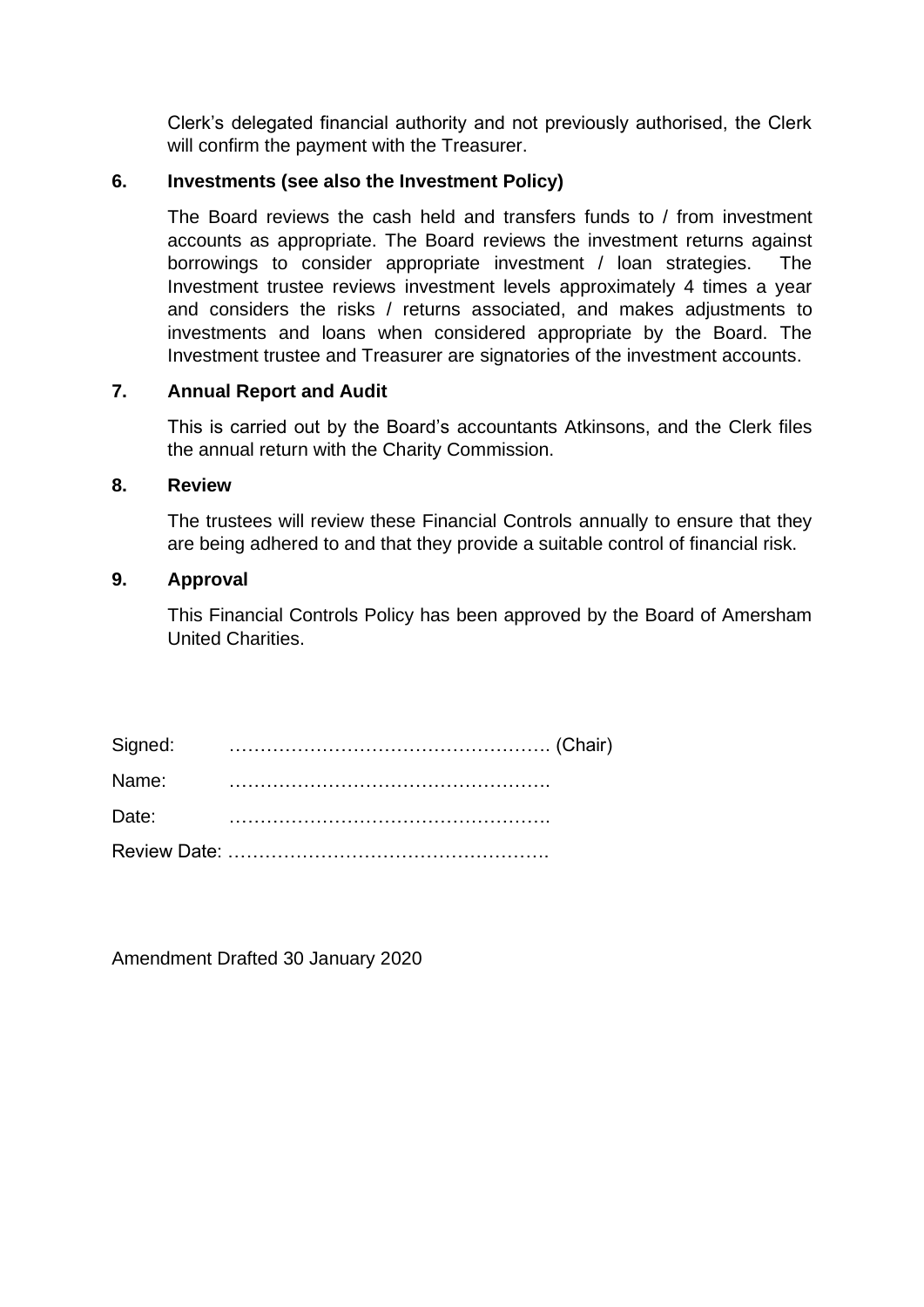Clerk's delegated financial authority and not previously authorised, the Clerk will confirm the payment with the Treasurer.

## 6. Investments (see also the Investment Policy)

The Board reviews the cash held and transfers funds to / from investment accounts as appropriate. The Board reviews the investment returns against borrowings to consider appropriate investment / loan strategies. The Investment trustee reviews investment levels approximately 4 times a year and considers the risks / returns associated, and makes adjustments to investments and loans when considered appropriate by the Board. The Investment trustee and Treasurer are signatories of the investment accounts.

## 7. Annual Report and Audit

This is carried out by the Board's accountants Atkinsons, and the Clerk files the annual return with the Charity Commission.

## 8. Review

The trustees will review these Financial Controls annually to ensure that they are being adhered to and that they provide a suitable control of financial risk.

## 9. Approval

This Financial Controls Policy has been approved by the Board of Amersham United Charities.

Signed: ……………………………………………. (Chair)

Name: …………………………………………….

Date: …………………………………………….

Review Date: …………………………………………….

Amendment Drafted 30 January 2020